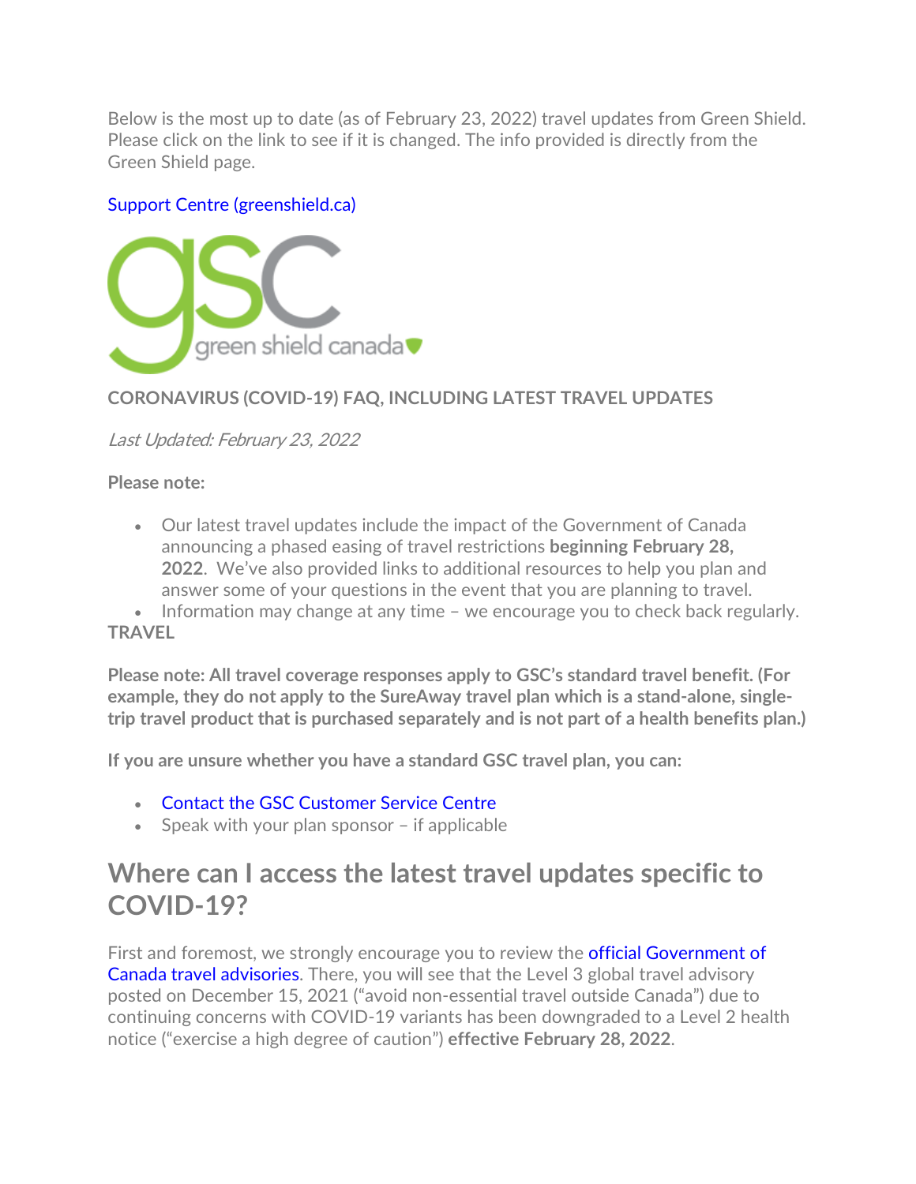Below is the most up to date (as of February 23, 2022) travel updates from Green Shield. Please click on the link to see if it is changed. The info provided is directly from the Green Shield page.

[Support Centre (greenshield.ca)]

**CORONAVIRUS (COVID-19) FAQ, INCLUDING LATEST TRAVEL UPDATES**

*Last Updated: February 23, 2022*

**Please note:**

- Our latest travel updates include the impact of the Government of Canada announcing a phased easing of travel restrictions **beginning February 28, 2022**. We've also provided links to additional resources to help you plan and answer some of your questions in the event that you are planning to travel.
- Information may change at any time – we encourage you to check back regularly.

**TRAVEL**

**Please note: All travel coverage responses apply to GSC's standard travel benefit. (For example, they do not apply to the SureAway travel plan which is a stand-alone, single-trip travel product that is purchased separately and is not part of a health benefits plan.)**

**If you are unsure whether you have a standard GSC travel plan, you can:**

- Contact the GSC Customer Service Centre
- Speak with your plan sponsor – if applicable

## Where can I access the latest travel updates specific to COVID-19?

First and foremost, we strongly encourage you to review the official Government of Canada travel advisories. There, you will see that the Level 3 global travel advisory posted on December 15, 2021 ("avoid non-essential travel outside Canada") due to continuing concerns with COVID-19 variants has been downgraded to a Level 2 health notice ("exercise a high degree of caution") **effective February 28, 2022**.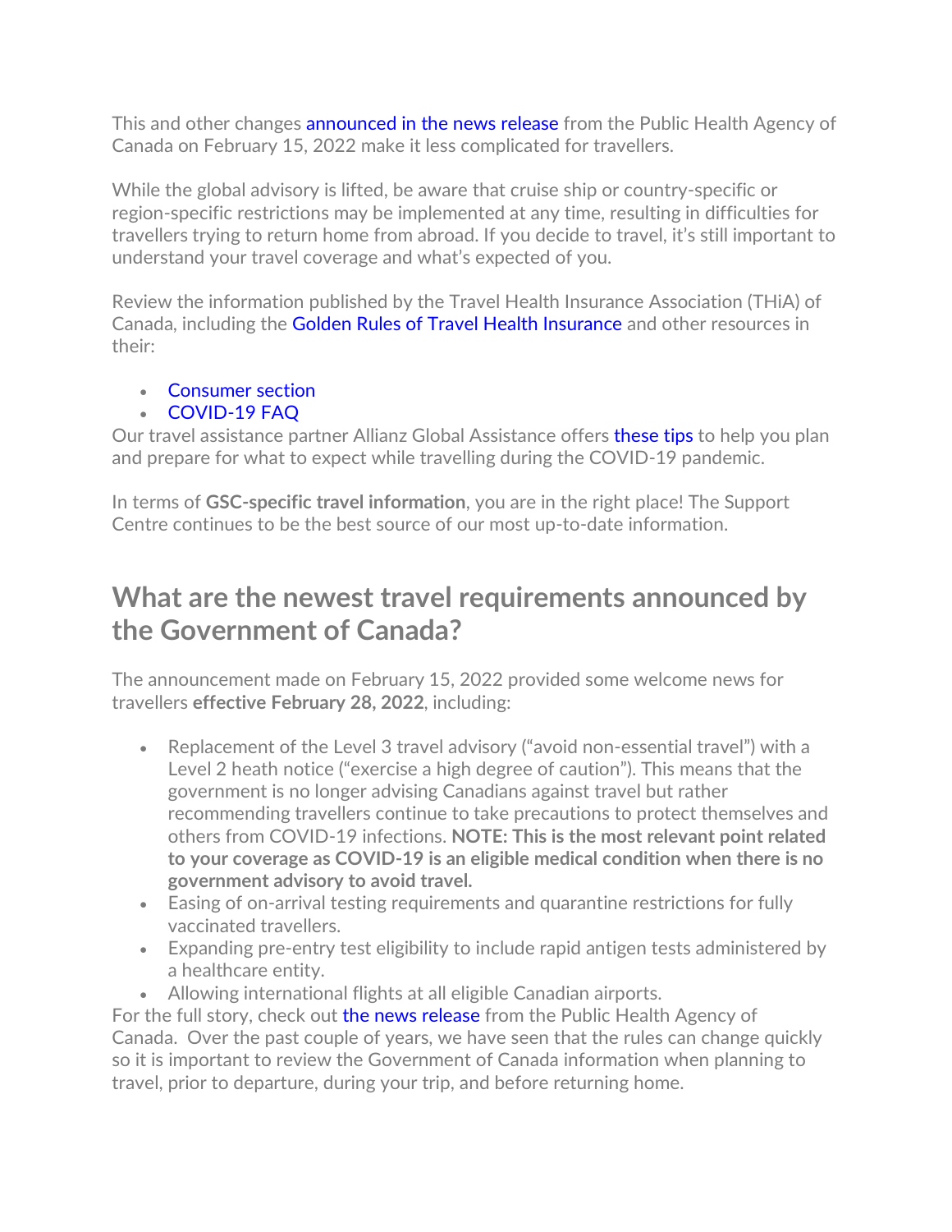This and other changes announced in the news release from the Public Health Agency of Canada on February 15, 2022 make it less complicated for travellers.

While the global advisory is lifted, be aware that cruise ship or country-specific or region-specific restrictions may be implemented at any time, resulting in difficulties for travellers trying to return home from abroad. If you decide to travel, it's still important to understand your travel coverage and what's expected of you.

Review the information published by the Travel Health Insurance Association (THiA) of Canada, including the Golden Rules of Travel Health Insurance and other resources in their:

- Consumer section
- COVID-19 FAQ

Our travel assistance partner Allianz Global Assistance offers these tips to help you plan and prepare for what to expect while travelling during the COVID-19 pandemic.

In terms of **GSC-specific travel information**, you are in the right place! The Support Centre continues to be the best source of our most up-to-date information.

## What are the newest travel requirements announced by the Government of Canada?

The announcement made on February 15, 2022 provided some welcome news for travellers **effective February 28, 2022**, including:

- Replacement of the Level 3 travel advisory ("avoid non-essential travel") with a Level 2 heath notice ("exercise a high degree of caution"). This means that the government is no longer advising Canadians against travel but rather recommending travellers continue to take precautions to protect themselves and others from COVID-19 infections. **NOTE: This is the most relevant point related to your coverage as COVID-19 is an eligible medical condition when there is no government advisory to avoid travel.**
- Easing of on-arrival testing requirements and quarantine restrictions for fully vaccinated travellers.
- Expanding pre-entry test eligibility to include rapid antigen tests administered by a healthcare entity.
- Allowing international flights at all eligible Canadian airports.

For the full story, check out the news release from the Public Health Agency of Canada. Over the past couple of years, we have seen that the rules can change quickly so it is important to review the Government of Canada information when planning to travel, prior to departure, during your trip, and before returning home.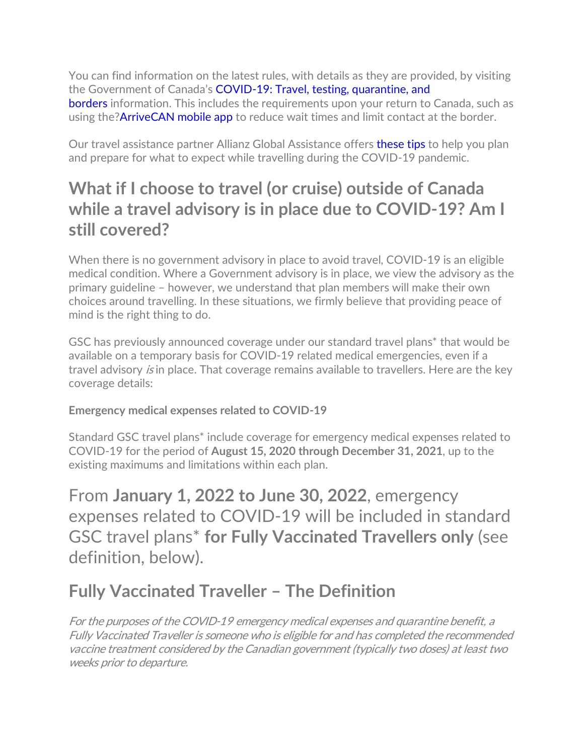You can find information on the latest rules, with details as they are provided, by visiting the Government of Canada's COVID-19: Travel, testing, quarantine, and borders information. This includes the requirements upon your return to Canada, such as using the?ArriveCAN mobile app to reduce wait times and limit contact at the border.

Our travel assistance partner Allianz Global Assistance offers these tips to help you plan and prepare for what to expect while travelling during the COVID-19 pandemic.

## What if I choose to travel (or cruise) outside of Canada while a travel advisory is in place due to COVID-19? Am I still covered?

When there is no government advisory in place to avoid travel, COVID-19 is an eligible medical condition. Where a Government advisory is in place, we view the advisory as the primary guideline – however, we understand that plan members will make their own choices around travelling. In these situations, we firmly believe that providing peace of mind is the right thing to do.

GSC has previously announced coverage under our standard travel plans* that would be available on a temporary basis for COVID-19 related medical emergencies, even if a travel advisory *is* in place. That coverage remains available to travellers. Here are the key coverage details:

**Emergency medical expenses related to COVID-19**

Standard GSC travel plans* include coverage for emergency medical expenses related to COVID-19 for the period of **August 15, 2020 through December 31, 2021**, up to the existing maximums and limitations within each plan.

From **January 1, 2022 to June 30, 2022**, emergency expenses related to COVID-19 will be included in standard GSC travel plans* **for Fully Vaccinated Travellers only** (see definition, below).

## Fully Vaccinated Traveller – The Definition

*For the purposes of the COVID-19 emergency medical expenses and quarantine benefit, a Fully Vaccinated Traveller is someone who is eligible for and has completed the recommended vaccine treatment considered by the Canadian government (typically two doses) at least two weeks prior to departure.*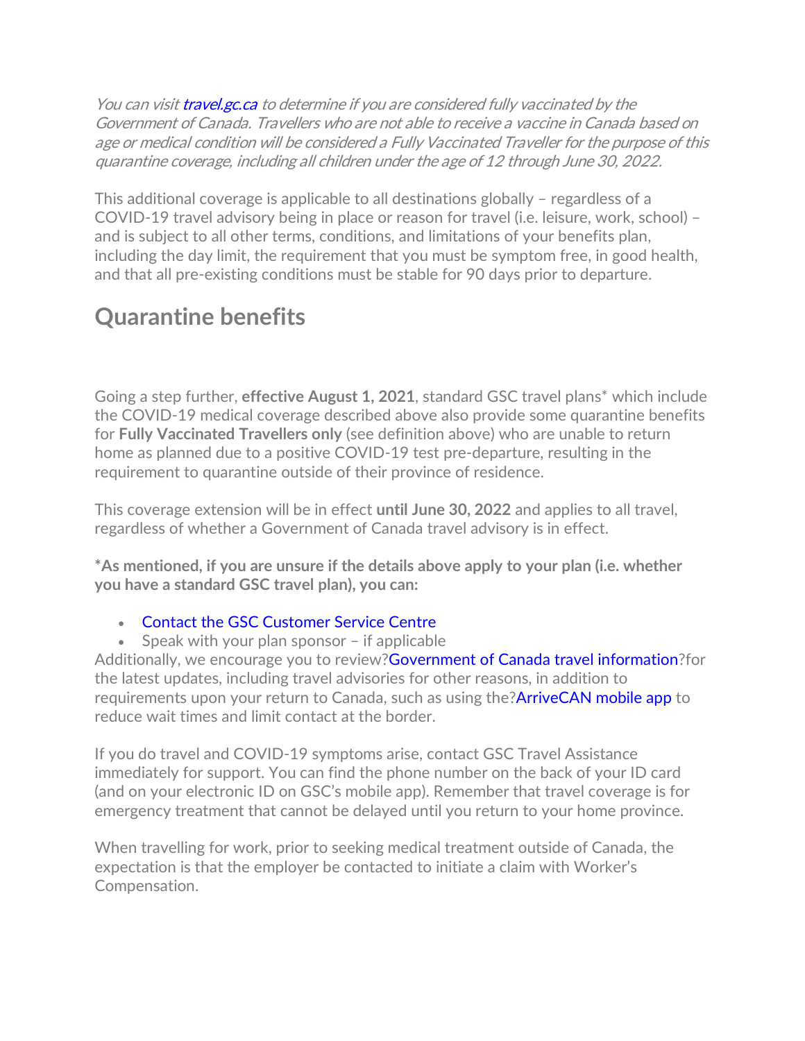*You can visit travel.gc.ca to determine if you are considered fully vaccinated by the Government of Canada. Travellers who are not able to receive a vaccine in Canada based on age or medical condition will be considered a Fully Vaccinated Traveller for the purpose of this quarantine coverage, including all children under the age of 12 through June 30, 2022.*

This additional coverage is applicable to all destinations globally – regardless of a COVID-19 travel advisory being in place or reason for travel (i.e. leisure, work, school) – and is subject to all other terms, conditions, and limitations of your benefits plan, including the day limit, the requirement that you must be symptom free, in good health, and that all pre-existing conditions must be stable for 90 days prior to departure.

## Quarantine benefits

Going a step further, **effective August 1, 2021**, standard GSC travel plans* which include the COVID-19 medical coverage described above also provide some quarantine benefits for **Fully Vaccinated Travellers only** (see definition above) who are unable to return home as planned due to a positive COVID-19 test pre-departure, resulting in the requirement to quarantine outside of their province of residence.

This coverage extension will be in effect **until June 30, 2022** and applies to all travel, regardless of whether a Government of Canada travel advisory is in effect.

**\*As mentioned, if you are unsure if the details above apply to your plan (i.e. whether you have a standard GSC travel plan), you can:**

- Contact the GSC Customer Service Centre
- Speak with your plan sponsor – if applicable

Additionally, we encourage you to review?Government of Canada travel information?for the latest updates, including travel advisories for other reasons, in addition to requirements upon your return to Canada, such as using the?ArriveCAN mobile app to reduce wait times and limit contact at the border.

If you do travel and COVID-19 symptoms arise, contact GSC Travel Assistance immediately for support. You can find the phone number on the back of your ID card (and on your electronic ID on GSC's mobile app). Remember that travel coverage is for emergency treatment that cannot be delayed until you return to your home province.

When travelling for work, prior to seeking medical treatment outside of Canada, the expectation is that the employer be contacted to initiate a claim with Worker's Compensation.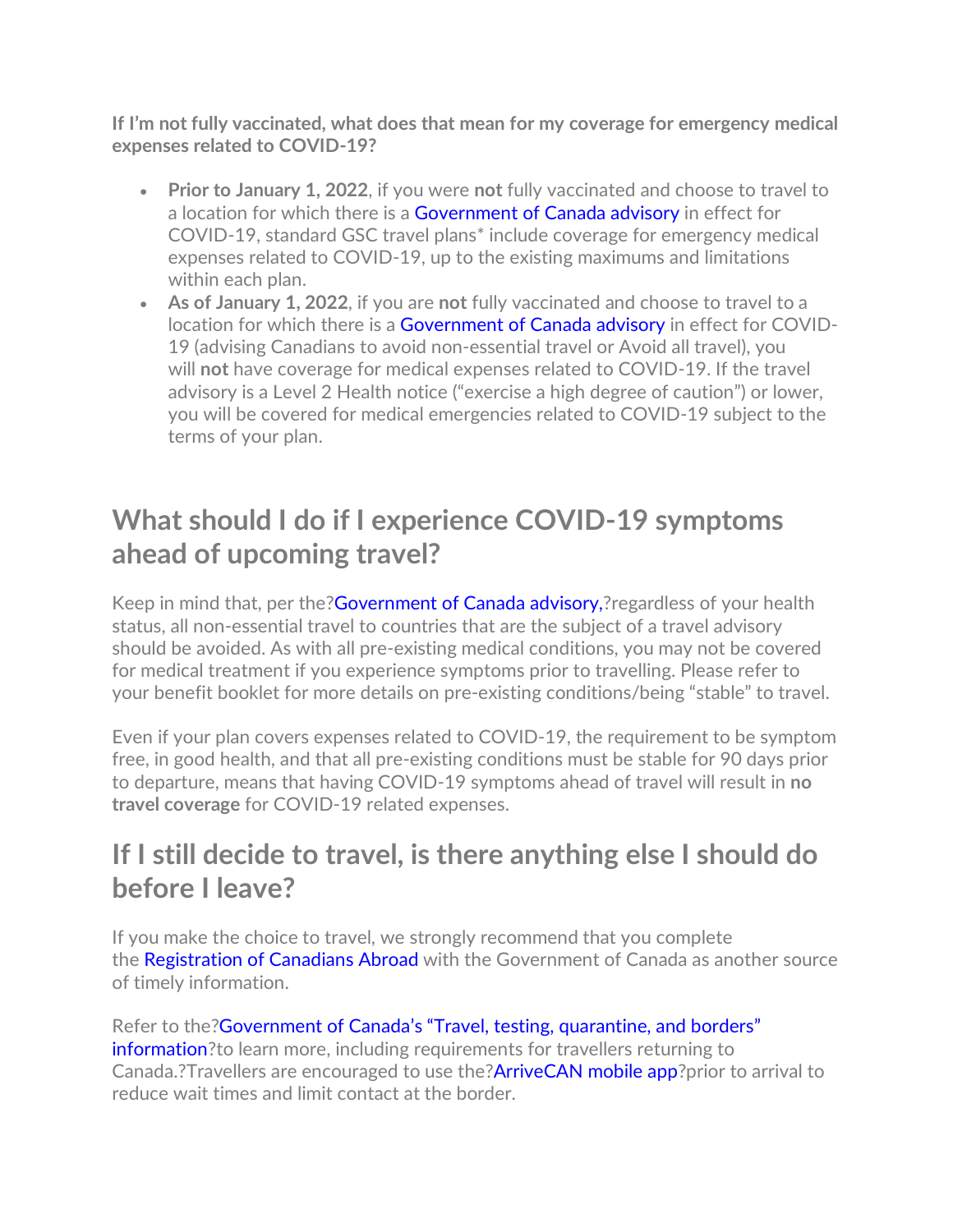**If I'm not fully vaccinated, what does that mean for my coverage for emergency medical expenses related to COVID-19?**

- **Prior to January 1, 2022**, if you were **not** fully vaccinated and choose to travel to a location for which there is a Government of Canada advisory in effect for COVID-19, standard GSC travel plans* include coverage for emergency medical expenses related to COVID-19, up to the existing maximums and limitations within each plan.
- **As of January 1, 2022**, if you are **not** fully vaccinated and choose to travel to a location for which there is a Government of Canada advisory in effect for COVID-19 (advising Canadians to avoid non-essential travel or Avoid all travel), you will **not** have coverage for medical expenses related to COVID-19. If the travel advisory is a Level 2 Health notice ("exercise a high degree of caution") or lower, you will be covered for medical emergencies related to COVID-19 subject to the terms of your plan.

## What should I do if I experience COVID-19 symptoms ahead of upcoming travel?

Keep in mind that, per the?Government of Canada advisory,?regardless of your health status, all non-essential travel to countries that are the subject of a travel advisory should be avoided. As with all pre-existing medical conditions, you may not be covered for medical treatment if you experience symptoms prior to travelling. Please refer to your benefit booklet for more details on pre-existing conditions/being "stable" to travel.

Even if your plan covers expenses related to COVID-19, the requirement to be symptom free, in good health, and that all pre-existing conditions must be stable for 90 days prior to departure, means that having COVID-19 symptoms ahead of travel will result in **no travel coverage** for COVID-19 related expenses.

## If I still decide to travel, is there anything else I should do before I leave?

If you make the choice to travel, we strongly recommend that you complete the Registration of Canadians Abroad with the Government of Canada as another source of timely information.

Refer to the?Government of Canada's "Travel, testing, quarantine, and borders" information?to learn more, including requirements for travellers returning to Canada.?Travellers are encouraged to use the?ArriveCAN mobile app?prior to arrival to reduce wait times and limit contact at the border.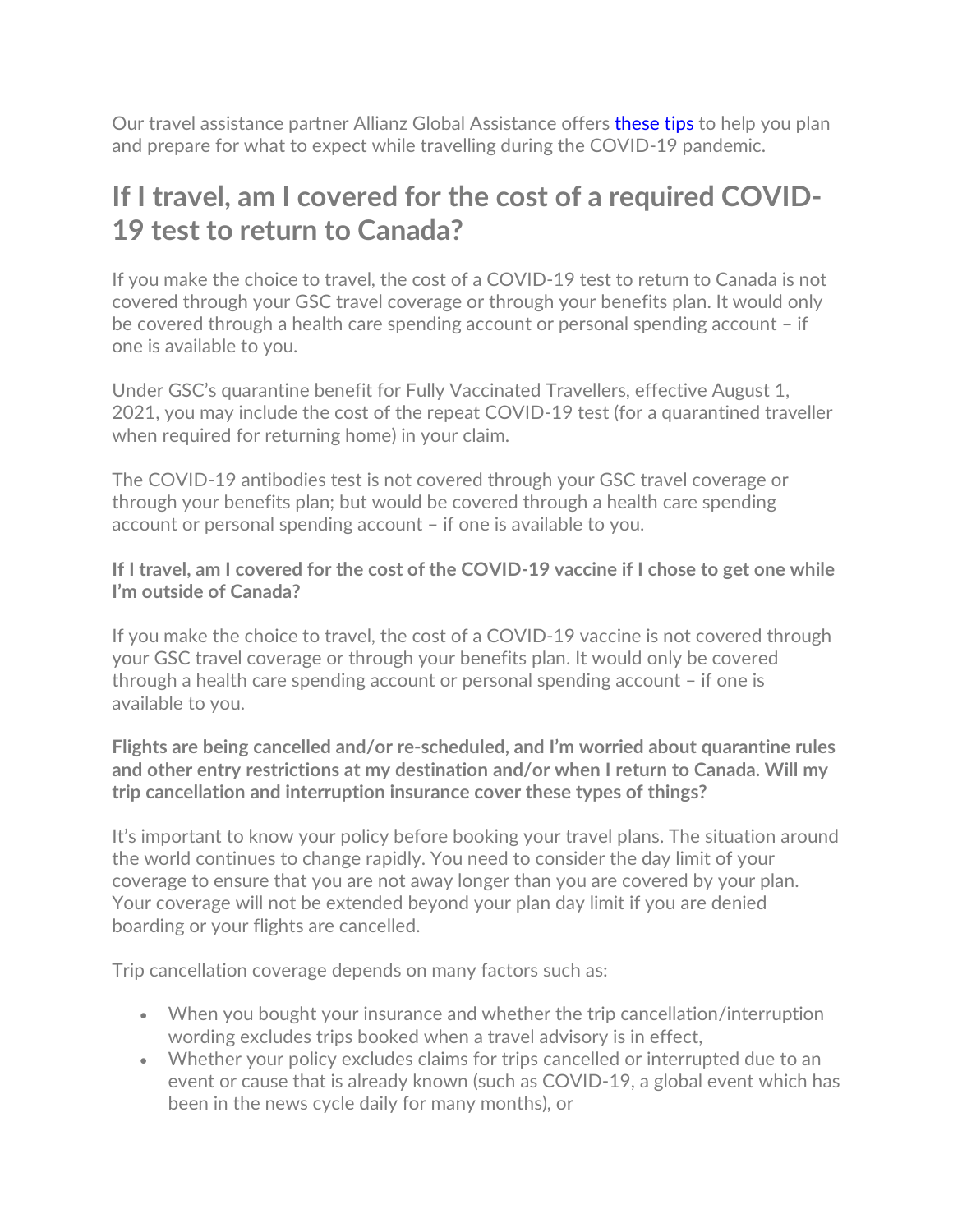Our travel assistance partner Allianz Global Assistance offers these tips to help you plan and prepare for what to expect while travelling during the COVID-19 pandemic.

## If I travel, am I covered for the cost of a required COVID-19 test to return to Canada?

If you make the choice to travel, the cost of a COVID-19 test to return to Canada is not covered through your GSC travel coverage or through your benefits plan. It would only be covered through a health care spending account or personal spending account – if one is available to you.

Under GSC's quarantine benefit for Fully Vaccinated Travellers, effective August 1, 2021, you may include the cost of the repeat COVID-19 test (for a quarantined traveller when required for returning home) in your claim.

The COVID-19 antibodies test is not covered through your GSC travel coverage or through your benefits plan; but would be covered through a health care spending account or personal spending account – if one is available to you.

**If I travel, am I covered for the cost of the COVID-19 vaccine if I chose to get one while I'm outside of Canada?**

If you make the choice to travel, the cost of a COVID-19 vaccine is not covered through your GSC travel coverage or through your benefits plan. It would only be covered through a health care spending account or personal spending account – if one is available to you.

**Flights are being cancelled and/or re-scheduled, and I'm worried about quarantine rules and other entry restrictions at my destination and/or when I return to Canada. Will my trip cancellation and interruption insurance cover these types of things?**

It's important to know your policy before booking your travel plans. The situation around the world continues to change rapidly. You need to consider the day limit of your coverage to ensure that you are not away longer than you are covered by your plan. Your coverage will not be extended beyond your plan day limit if you are denied boarding or your flights are cancelled.

Trip cancellation coverage depends on many factors such as:

- When you bought your insurance and whether the trip cancellation/interruption wording excludes trips booked when a travel advisory is in effect,
- Whether your policy excludes claims for trips cancelled or interrupted due to an event or cause that is already known (such as COVID-19, a global event which has been in the news cycle daily for many months), or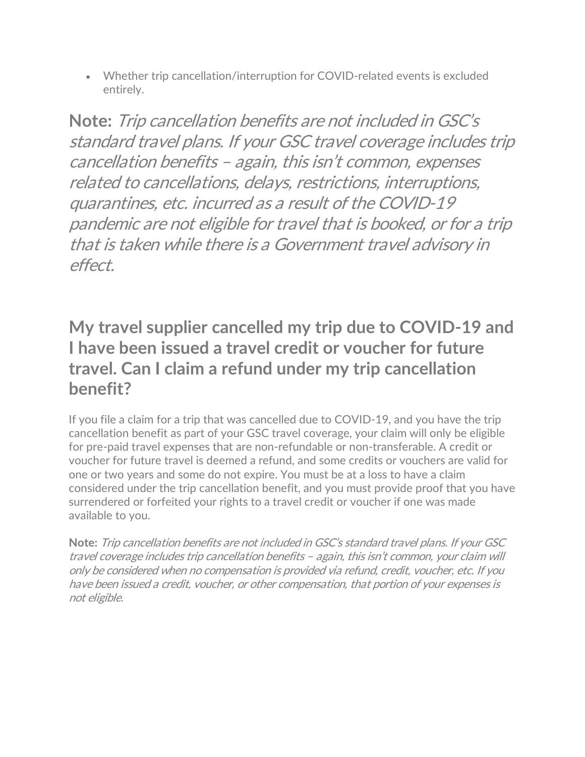- Whether trip cancellation/interruption for COVID-related events is excluded entirely.

**Note:** *Trip cancellation benefits are not included in GSC's standard travel plans. If your GSC travel coverage includes trip cancellation benefits – again, this isn't common, expenses related to cancellations, delays, restrictions, interruptions, quarantines, etc. incurred as a result of the COVID-19 pandemic are not eligible for travel that is booked, or for a trip that is taken while there is a Government travel advisory in effect.*

## My travel supplier cancelled my trip due to COVID-19 and I have been issued a travel credit or voucher for future travel. Can I claim a refund under my trip cancellation benefit?

If you file a claim for a trip that was cancelled due to COVID-19, and you have the trip cancellation benefit as part of your GSC travel coverage, your claim will only be eligible for pre-paid travel expenses that are non-refundable or non-transferable. A credit or voucher for future travel is deemed a refund, and some credits or vouchers are valid for one or two years and some do not expire. You must be at a loss to have a claim considered under the trip cancellation benefit, and you must provide proof that you have surrendered or forfeited your rights to a travel credit or voucher if one was made available to you.

**Note:** *Trip cancellation benefits are not included in GSC's standard travel plans. If your GSC travel coverage includes trip cancellation benefits – again, this isn't common, your claim will only be considered when no compensation is provided via refund, credit, voucher, etc. If you have been issued a credit, voucher, or other compensation, that portion of your expenses is not eligible.*